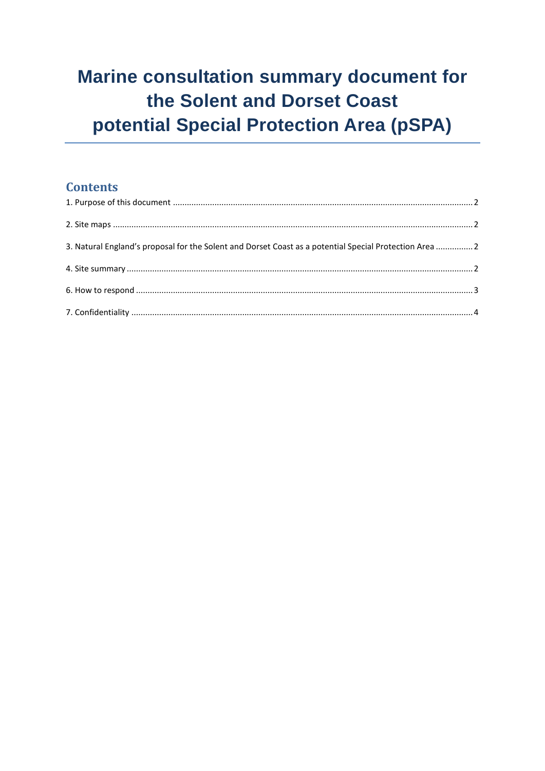# Marine consultation summary document for the Solent and Dorset Coast potential Special Protection Area (pSPA)

## Contents

1. Purpose of this document ..... 2
2. Site maps ..... 2
3. Natural England's proposal for the Solent and Dorset Coast as a potential Special Protection Area ..... 2
4. Site summary ..... 2
6. How to respond ..... 3
7. Confidentiality ..... 4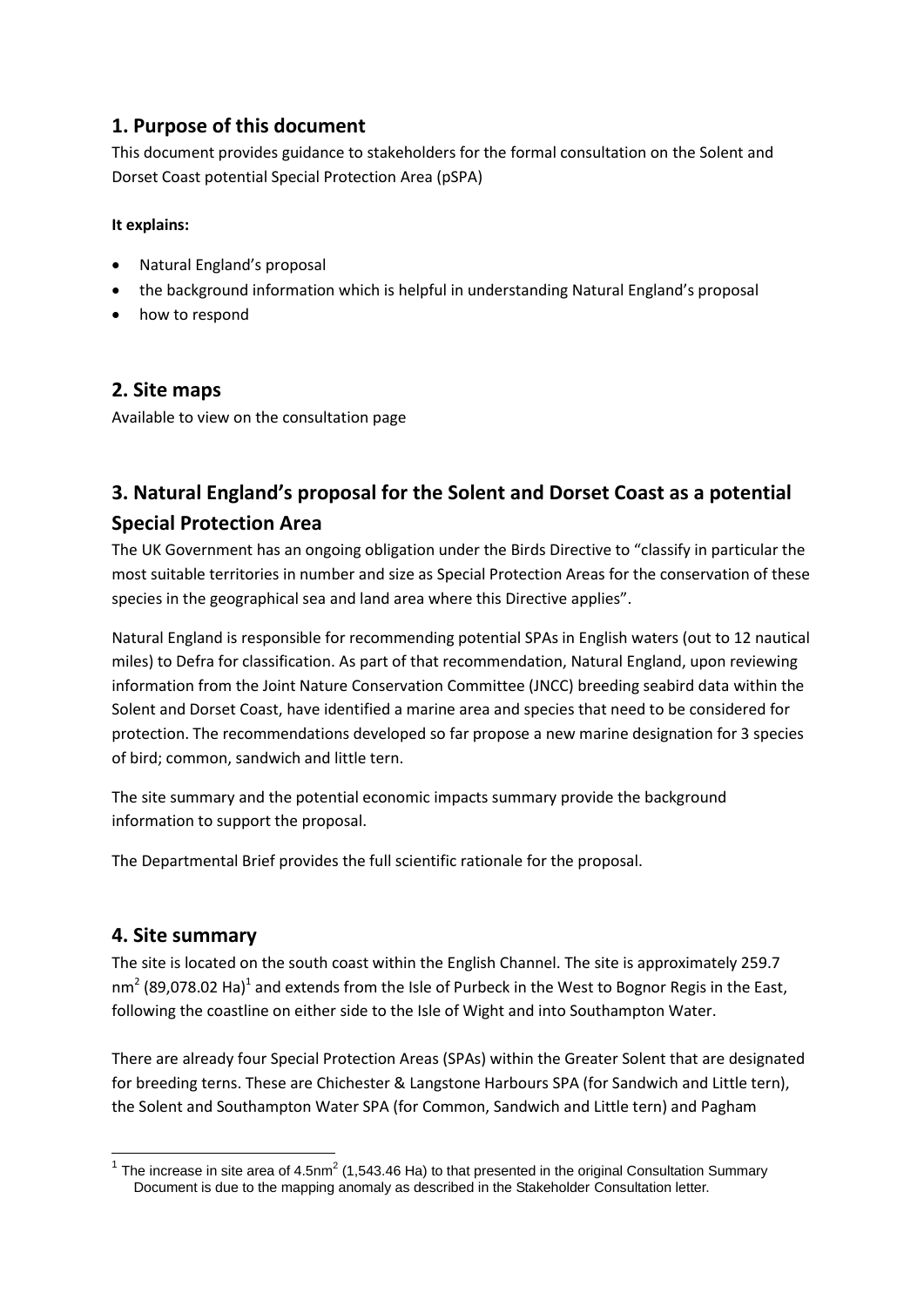## 1. Purpose of this document

This document provides guidance to stakeholders for the formal consultation on the Solent and Dorset Coast potential Special Protection Area (pSPA)

**It explains:**

- Natural England's proposal
- the background information which is helpful in understanding Natural England's proposal
- how to respond

## 2. Site maps

Available to view on the consultation page

## 3. Natural England's proposal for the Solent and Dorset Coast as a potential Special Protection Area

The UK Government has an ongoing obligation under the Birds Directive to "classify in particular the most suitable territories in number and size as Special Protection Areas for the conservation of these species in the geographical sea and land area where this Directive applies".

Natural England is responsible for recommending potential SPAs in English waters (out to 12 nautical miles) to Defra for classification. As part of that recommendation, Natural England, upon reviewing information from the Joint Nature Conservation Committee (JNCC) breeding seabird data within the Solent and Dorset Coast, have identified a marine area and species that need to be considered for protection. The recommendations developed so far propose a new marine designation for 3 species of bird; common, sandwich and little tern.

The site summary and the potential economic impacts summary provide the background information to support the proposal.

The Departmental Brief provides the full scientific rationale for the proposal.

## 4. Site summary

The site is located on the south coast within the English Channel. The site is approximately 259.7 $nm^2$ (89,078.02 Ha)[1] and extends from the Isle of Purbeck in the West to Bognor Regis in the East, following the coastline on either side to the Isle of Wight and into Southampton Water.

There are already four Special Protection Areas (SPAs) within the Greater Solent that are designated for breeding terns. These are Chichester & Langstone Harbours SPA (for Sandwich and Little tern), the Solent and Southampton Water SPA (for Common, Sandwich and Little tern) and Pagham

[1] The increase in site area of 4.5$nm^2$ (1,543.46 Ha) to that presented in the original Consultation Summary Document is due to the mapping anomaly as described in the Stakeholder Consultation letter.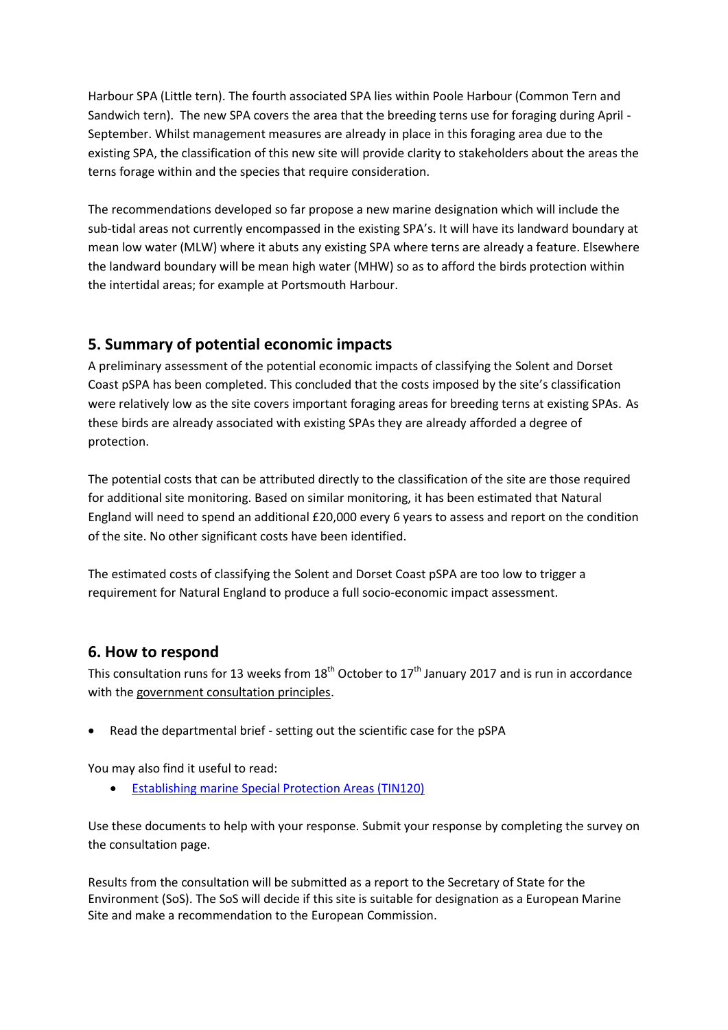Harbour SPA (Little tern). The fourth associated SPA lies within Poole Harbour (Common Tern and Sandwich tern). The new SPA covers the area that the breeding terns use for foraging during April - September. Whilst management measures are already in place in this foraging area due to the existing SPA, the classification of this new site will provide clarity to stakeholders about the areas the terns forage within and the species that require consideration.

The recommendations developed so far propose a new marine designation which will include the sub-tidal areas not currently encompassed in the existing SPA's. It will have its landward boundary at mean low water (MLW) where it abuts any existing SPA where terns are already a feature. Elsewhere the landward boundary will be mean high water (MHW) so as to afford the birds protection within the intertidal areas; for example at Portsmouth Harbour.

## 5. Summary of potential economic impacts

A preliminary assessment of the potential economic impacts of classifying the Solent and Dorset Coast pSPA has been completed. This concluded that the costs imposed by the site's classification were relatively low as the site covers important foraging areas for breeding terns at existing SPAs. As these birds are already associated with existing SPAs they are already afforded a degree of protection.

The potential costs that can be attributed directly to the classification of the site are those required for additional site monitoring. Based on similar monitoring, it has been estimated that Natural England will need to spend an additional £20,000 every 6 years to assess and report on the condition of the site. No other significant costs have been identified.

The estimated costs of classifying the Solent and Dorset Coast pSPA are too low to trigger a requirement for Natural England to produce a full socio-economic impact assessment.

## 6. How to respond

This consultation runs for 13 weeks from 18th October to 17th January 2017 and is run in accordance with the government consultation principles.

- Read the departmental brief - setting out the scientific case for the pSPA

You may also find it useful to read:

- Establishing marine Special Protection Areas (TIN120)

Use these documents to help with your response. Submit your response by completing the survey on the consultation page.

Results from the consultation will be submitted as a report to the Secretary of State for the Environment (SoS). The SoS will decide if this site is suitable for designation as a European Marine Site and make a recommendation to the European Commission.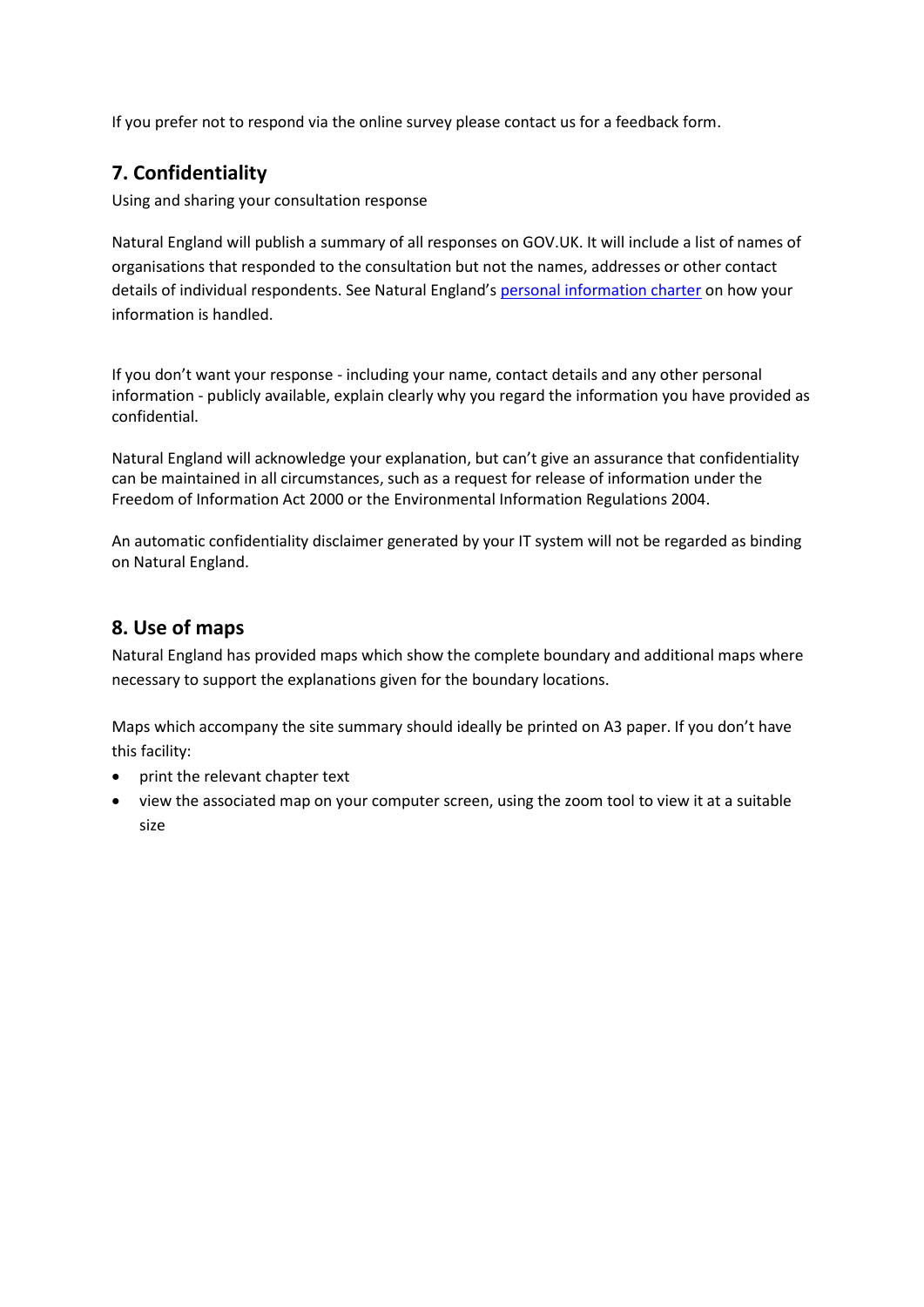If you prefer not to respond via the online survey please contact us for a feedback form.

## 7. Confidentiality

Using and sharing your consultation response

Natural England will publish a summary of all responses on GOV.UK. It will include a list of names of organisations that responded to the consultation but not the names, addresses or other contact details of individual respondents. See Natural England's personal information charter on how your information is handled.

If you don't want your response - including your name, contact details and any other personal information - publicly available, explain clearly why you regard the information you have provided as confidential.

Natural England will acknowledge your explanation, but can't give an assurance that confidentiality can be maintained in all circumstances, such as a request for release of information under the Freedom of Information Act 2000 or the Environmental Information Regulations 2004.

An automatic confidentiality disclaimer generated by your IT system will not be regarded as binding on Natural England.

## 8. Use of maps

Natural England has provided maps which show the complete boundary and additional maps where necessary to support the explanations given for the boundary locations.

Maps which accompany the site summary should ideally be printed on A3 paper. If you don't have this facility:

- print the relevant chapter text
- view the associated map on your computer screen, using the zoom tool to view it at a suitable size